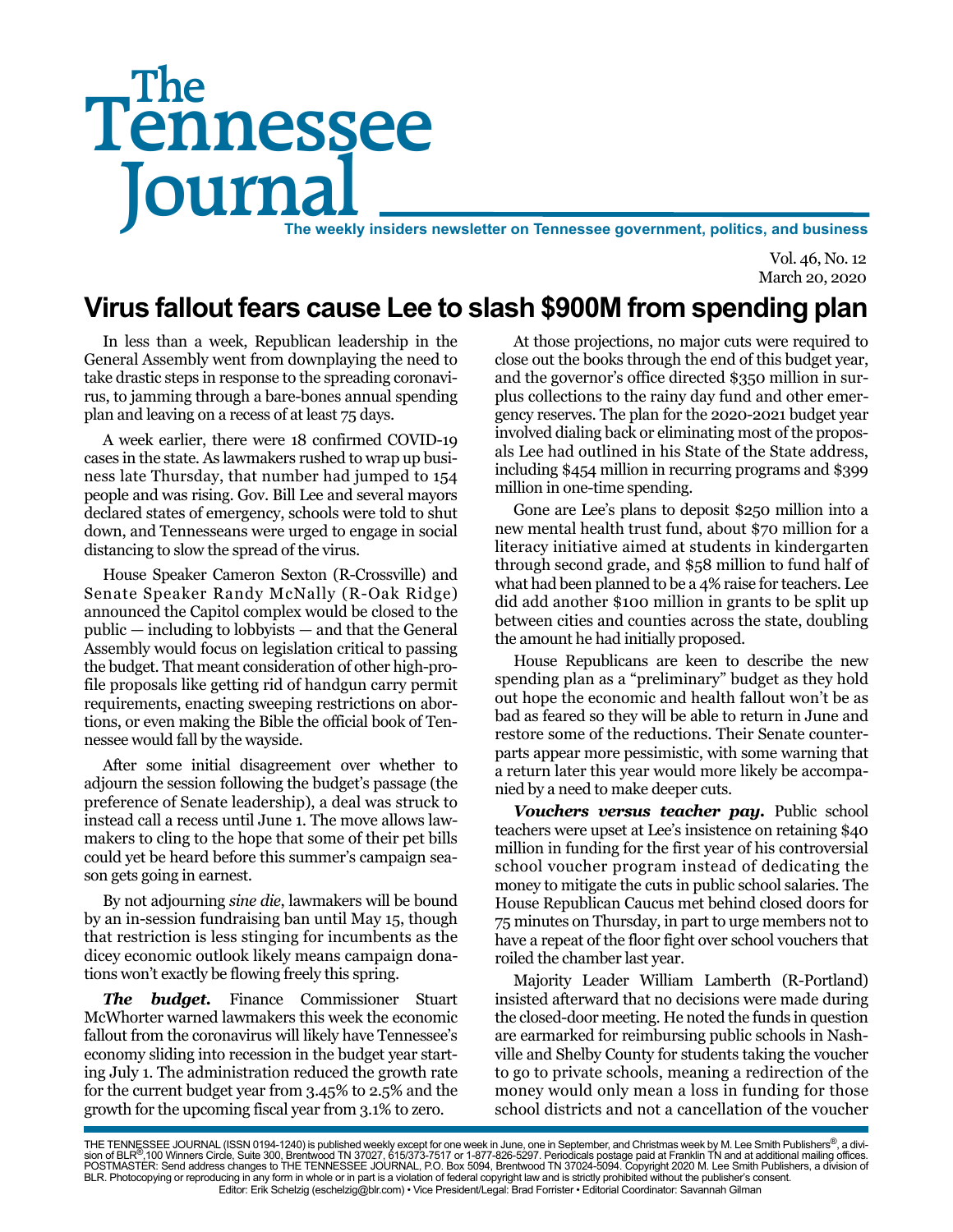# The Tennessee Journal

**The weekly insiders newsletter on Tennessee government, politics, and business**

Vol. 46, No. 12
March 20, 2020

## Virus fallout fears cause Lee to slash $900M from spending plan

In less than a week, Republican leadership in the General Assembly went from downplaying the need to take drastic steps in response to the spreading coronavirus, to jamming through a bare-bones annual spending plan and leaving on a recess of at least 75 days.

A week earlier, there were 18 confirmed COVID-19 cases in the state. As lawmakers rushed to wrap up business late Thursday, that number had jumped to 154 people and was rising. Gov. Bill Lee and several mayors declared states of emergency, schools were told to shut down, and Tennesseans were urged to engage in social distancing to slow the spread of the virus.

House Speaker Cameron Sexton (R-Crossville) and Senate Speaker Randy McNally (R-Oak Ridge) announced the Capitol complex would be closed to the public — including to lobbyists — and that the General Assembly would focus on legislation critical to passing the budget. That meant consideration of other high-profile proposals like getting rid of handgun carry permit requirements, enacting sweeping restrictions on abortions, or even making the Bible the official book of Tennessee would fall by the wayside.

After some initial disagreement over whether to adjourn the session following the budget's passage (the preference of Senate leadership), a deal was struck to instead call a recess until June 1. The move allows lawmakers to cling to the hope that some of their pet bills could yet be heard before this summer's campaign season gets going in earnest.

By not adjourning *sine die*, lawmakers will be bound by an in-session fundraising ban until May 15, though that restriction is less stinging for incumbents as the dicey economic outlook likely means campaign donations won't exactly be flowing freely this spring.

***The budget.*** Finance Commissioner Stuart McWhorter warned lawmakers this week the economic fallout from the coronavirus will likely have Tennessee's economy sliding into recession in the budget year starting July 1. The administration reduced the growth rate for the current budget year from 3.45% to 2.5% and the growth for the upcoming fiscal year from 3.1% to zero.

At those projections, no major cuts were required to close out the books through the end of this budget year, and the governor's office directed $350 million in surplus collections to the rainy day fund and other emergency reserves. The plan for the 2020-2021 budget year involved dialing back or eliminating most of the proposals Lee had outlined in his State of the State address, including $454 million in recurring programs and $399 million in one-time spending.

Gone are Lee's plans to deposit $250 million into a new mental health trust fund, about $70 million for a literacy initiative aimed at students in kindergarten through second grade, and $58 million to fund half of what had been planned to be a 4% raise for teachers. Lee did add another $100 million in grants to be split up between cities and counties across the state, doubling the amount he had initially proposed.

House Republicans are keen to describe the new spending plan as a "preliminary" budget as they hold out hope the economic and health fallout won't be as bad as feared so they will be able to return in June and restore some of the reductions. Their Senate counterparts appear more pessimistic, with some warning that a return later this year would more likely be accompanied by a need to make deeper cuts.

***Vouchers versus teacher pay.*** Public school teachers were upset at Lee's insistence on retaining $40 million in funding for the first year of his controversial school voucher program instead of dedicating the money to mitigate the cuts in public school salaries. The House Republican Caucus met behind closed doors for 75 minutes on Thursday, in part to urge members not to have a repeat of the floor fight over school vouchers that roiled the chamber last year.

Majority Leader William Lamberth (R-Portland) insisted afterward that no decisions were made during the closed-door meeting. He noted the funds in question are earmarked for reimbursing public schools in Nashville and Shelby County for students taking the voucher to go to private schools, meaning a redirection of the money would only mean a loss in funding for those school districts and not a cancellation of the voucher

THE TENNESSEE JOURNAL (ISSN 0194-1240) is published weekly except for one week in June, one in September, and Christmas week by M. Lee Smith Publishers®, a division of BLR®, 100 Winners Circle, Suite 300, Brentwood TN 37027, 615/373-7517 or 1-877-826-5297. Periodicals postage paid at Franklin TN and at additional mailing offices. POSTMASTER: Send address changes to THE TENNESSEE JOURNAL, P.O. Box 5094, Brentwood TN 37024-5094. Copyright 2020 M. Lee Smith Publishers, a division of BLR. Photocopying or reproducing in any form in whole or in part is a violation of federal copyright law and is strictly prohibited without the publisher's consent.
Editor: Erik Schelzig (eschelzig@blr.com) • Vice President/Legal: Brad Forrister • Editorial Coordinator: Savannah Gilman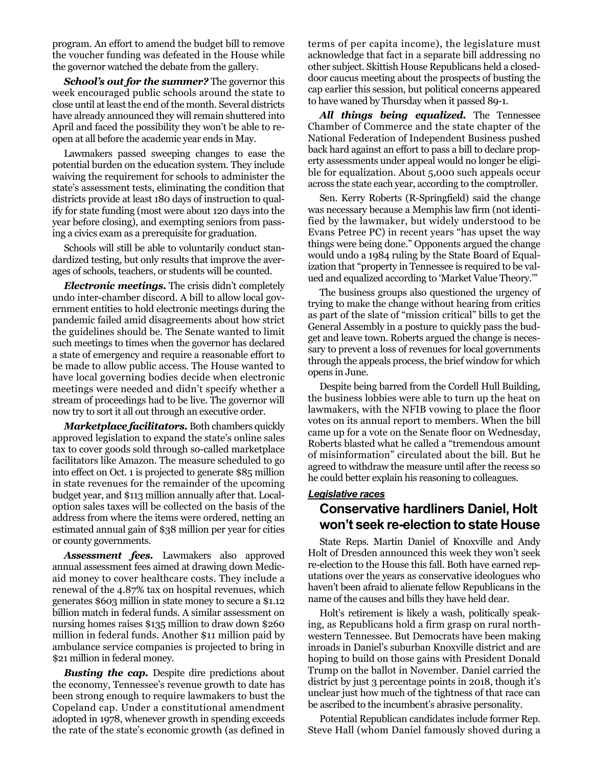program. An effort to amend the budget bill to remove the voucher funding was defeated in the House while the governor watched the debate from the gallery.

***School's out for the summer?*** The governor this week encouraged public schools around the state to close until at least the end of the month. Several districts have already announced they will remain shuttered into April and faced the possibility they won't be able to reopen at all before the academic year ends in May.

Lawmakers passed sweeping changes to ease the potential burden on the education system. They include waiving the requirement for schools to administer the state's assessment tests, eliminating the condition that districts provide at least 180 days of instruction to qualify for state funding (most were about 120 days into the year before closing), and exempting seniors from passing a civics exam as a prerequisite for graduation.

Schools will still be able to voluntarily conduct standardized testing, but only results that improve the averages of schools, teachers, or students will be counted.

***Electronic meetings.*** The crisis didn't completely undo inter-chamber discord. A bill to allow local government entities to hold electronic meetings during the pandemic failed amid disagreements about how strict the guidelines should be. The Senate wanted to limit such meetings to times when the governor has declared a state of emergency and require a reasonable effort to be made to allow public access. The House wanted to have local governing bodies decide when electronic meetings were needed and didn't specify whether a stream of proceedings had to be live. The governor will now try to sort it all out through an executive order.

***Marketplace facilitators.*** Both chambers quickly approved legislation to expand the state's online sales tax to cover goods sold through so-called marketplace facilitators like Amazon. The measure scheduled to go into effect on Oct. 1 is projected to generate $85 million in state revenues for the remainder of the upcoming budget year, and $113 million annually after that. Local-option sales taxes will be collected on the basis of the address from where the items were ordered, netting an estimated annual gain of $38 million per year for cities or county governments.

***Assessment fees.*** Lawmakers also approved annual assessment fees aimed at drawing down Medicaid money to cover healthcare costs. They include a renewal of the 4.87% tax on hospital revenues, which generates $603 million in state money to secure a $1.12 billion match in federal funds. A similar assessment on nursing homes raises $135 million to draw down $260 million in federal funds. Another $11 million paid by ambulance service companies is projected to bring in $21 million in federal money.

***Busting the cap.*** Despite dire predictions about the economy, Tennessee's revenue growth to date has been strong enough to require lawmakers to bust the Copeland cap. Under a constitutional amendment adopted in 1978, whenever growth in spending exceeds the rate of the state's economic growth (as defined in terms of per capita income), the legislature must acknowledge that fact in a separate bill addressing no other subject. Skittish House Republicans held a closed-door caucus meeting about the prospects of busting the cap earlier this session, but political concerns appeared to have waned by Thursday when it passed 89-1.

***All things being equalized.*** The Tennessee Chamber of Commerce and the state chapter of the National Federation of Independent Business pushed back hard against an effort to pass a bill to declare property assessments under appeal would no longer be eligible for equalization. About 5,000 such appeals occur across the state each year, according to the comptroller.

Sen. Kerry Roberts (R-Springfield) said the change was necessary because a Memphis law firm (not identified by the lawmaker, but widely understood to be Evans Petree PC) in recent years "has upset the way things were being done." Opponents argued the change would undo a 1984 ruling by the State Board of Equalization that "property in Tennessee is required to be valued and equalized according to 'Market Value Theory.'"

The business groups also questioned the urgency of trying to make the change without hearing from critics as part of the slate of "mission critical" bills to get the General Assembly in a posture to quickly pass the budget and leave town. Roberts argued the change is necessary to prevent a loss of revenues for local governments through the appeals process, the brief window for which opens in June.

Despite being barred from the Cordell Hull Building, the business lobbies were able to turn up the heat on lawmakers, with the NFIB vowing to place the floor votes on its annual report to members. When the bill came up for a vote on the Senate floor on Wednesday, Roberts blasted what he called a "tremendous amount of misinformation" circulated about the bill. But he agreed to withdraw the measure until after the recess so he could better explain his reasoning to colleagues.

***Legislative races***

## Conservative hardliners Daniel, Holt won't seek re-election to state House

State Reps. Martin Daniel of Knoxville and Andy Holt of Dresden announced this week they won't seek re-election to the House this fall. Both have earned reputations over the years as conservative ideologues who haven't been afraid to alienate fellow Republicans in the name of the causes and bills they have held dear.

Holt's retirement is likely a wash, politically speaking, as Republicans hold a firm grasp on rural northwestern Tennessee. But Democrats have been making inroads in Daniel's suburban Knoxville district and are hoping to build on those gains with President Donald Trump on the ballot in November. Daniel carried the district by just 3 percentage points in 2018, though it's unclear just how much of the tightness of that race can be ascribed to the incumbent's abrasive personality.

Potential Republican candidates include former Rep. Steve Hall (whom Daniel famously shoved during a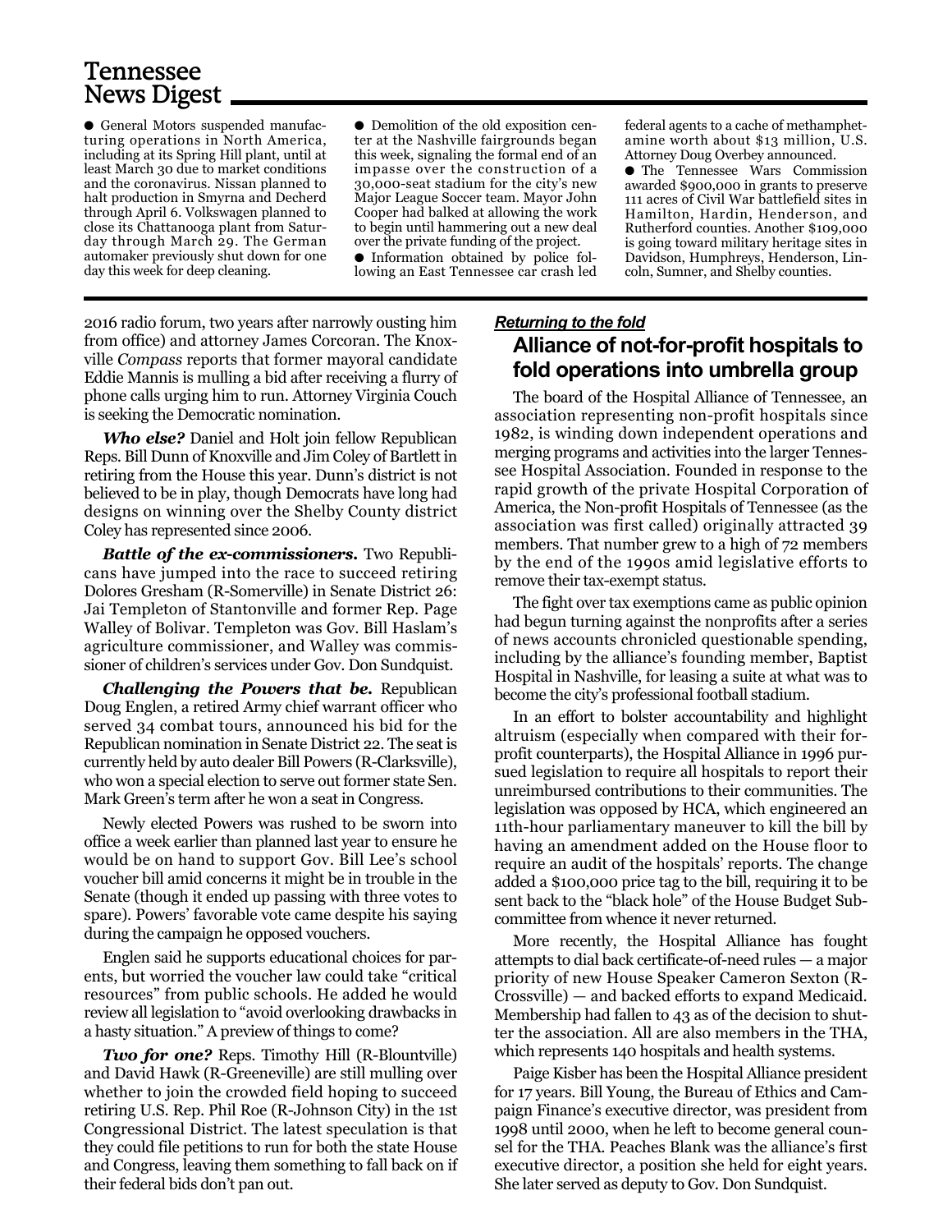## Tennessee News Digest

- General Motors suspended manufacturing operations in North America, including at its Spring Hill plant, until at least March 30 due to market conditions and the coronavirus. Nissan planned to halt production in Smyrna and Decherd through April 6. Volkswagen planned to close its Chattanooga plant from Saturday through March 29. The German automaker previously shut down for one day this week for deep cleaning.
- Demolition of the old exposition center at the Nashville fairgrounds began this week, signaling the formal end of an impasse over the construction of a 30,000-seat stadium for the city's new Major League Soccer team. Mayor John Cooper had balked at allowing the work to begin until hammering out a new deal over the private funding of the project.
- Information obtained by police following an East Tennessee car crash led federal agents to a cache of methamphetamine worth about $13 million, U.S. Attorney Doug Overbey announced.
- The Tennessee Wars Commission awarded $900,000 in grants to preserve 111 acres of Civil War battlefield sites in Hamilton, Hardin, Henderson, and Rutherford counties. Another $109,000 is going toward military heritage sites in Davidson, Humphreys, Henderson, Lincoln, Sumner, and Shelby counties.

2016 radio forum, two years after narrowly ousting him from office) and attorney James Corcoran. The Knoxville *Compass* reports that former mayoral candidate Eddie Mannis is mulling a bid after receiving a flurry of phone calls urging him to run. Attorney Virginia Couch is seeking the Democratic nomination.

***Who else?*** Daniel and Holt join fellow Republican Reps. Bill Dunn of Knoxville and Jim Coley of Bartlett in retiring from the House this year. Dunn's district is not believed to be in play, though Democrats have long had designs on winning over the Shelby County district Coley has represented since 2006.

***Battle of the ex-commissioners.*** Two Republicans have jumped into the race to succeed retiring Dolores Gresham (R-Somerville) in Senate District 26: Jai Templeton of Stantonville and former Rep. Page Walley of Bolivar. Templeton was Gov. Bill Haslam's agriculture commissioner, and Walley was commissioner of children's services under Gov. Don Sundquist.

***Challenging the Powers that be.*** Republican Doug Englen, a retired Army chief warrant officer who served 34 combat tours, announced his bid for the Republican nomination in Senate District 22. The seat is currently held by auto dealer Bill Powers (R-Clarksville), who won a special election to serve out former state Sen. Mark Green's term after he won a seat in Congress.

Newly elected Powers was rushed to be sworn into office a week earlier than planned last year to ensure he would be on hand to support Gov. Bill Lee's school voucher bill amid concerns it might be in trouble in the Senate (though it ended up passing with three votes to spare). Powers' favorable vote came despite his saying during the campaign he opposed vouchers.

Englen said he supports educational choices for parents, but worried the voucher law could take "critical resources" from public schools. He added he would review all legislation to "avoid overlooking drawbacks in a hasty situation." A preview of things to come?

***Two for one?*** Reps. Timothy Hill (R-Blountville) and David Hawk (R-Greeneville) are still mulling over whether to join the crowded field hoping to succeed retiring U.S. Rep. Phil Roe (R-Johnson City) in the 1st Congressional District. The latest speculation is that they could file petitions to run for both the state House and Congress, leaving them something to fall back on if their federal bids don't pan out.

***Returning to the fold***

## Alliance of not-for-profit hospitals to fold operations into umbrella group

The board of the Hospital Alliance of Tennessee, an association representing non-profit hospitals since 1982, is winding down independent operations and merging programs and activities into the larger Tennessee Hospital Association. Founded in response to the rapid growth of the private Hospital Corporation of America, the Non-profit Hospitals of Tennessee (as the association was first called) originally attracted 39 members. That number grew to a high of 72 members by the end of the 1990s amid legislative efforts to remove their tax-exempt status.

The fight over tax exemptions came as public opinion had begun turning against the nonprofits after a series of news accounts chronicled questionable spending, including by the alliance's founding member, Baptist Hospital in Nashville, for leasing a suite at what was to become the city's professional football stadium.

In an effort to bolster accountability and highlight altruism (especially when compared with their for-profit counterparts), the Hospital Alliance in 1996 pursued legislation to require all hospitals to report their unreimbursed contributions to their communities. The legislation was opposed by HCA, which engineered an 11th-hour parliamentary maneuver to kill the bill by having an amendment added on the House floor to require an audit of the hospitals' reports. The change added a $100,000 price tag to the bill, requiring it to be sent back to the "black hole" of the House Budget Subcommittee from whence it never returned.

More recently, the Hospital Alliance has fought attempts to dial back certificate-of-need rules — a major priority of new House Speaker Cameron Sexton (R-Crossville) — and backed efforts to expand Medicaid. Membership had fallen to 43 as of the decision to shutter the association. All are also members in the THA, which represents 140 hospitals and health systems.

Paige Kisber has been the Hospital Alliance president for 17 years. Bill Young, the Bureau of Ethics and Campaign Finance's executive director, was president from 1998 until 2000, when he left to become general counsel for the THA. Peaches Blank was the alliance's first executive director, a position she held for eight years. She later served as deputy to Gov. Don Sundquist.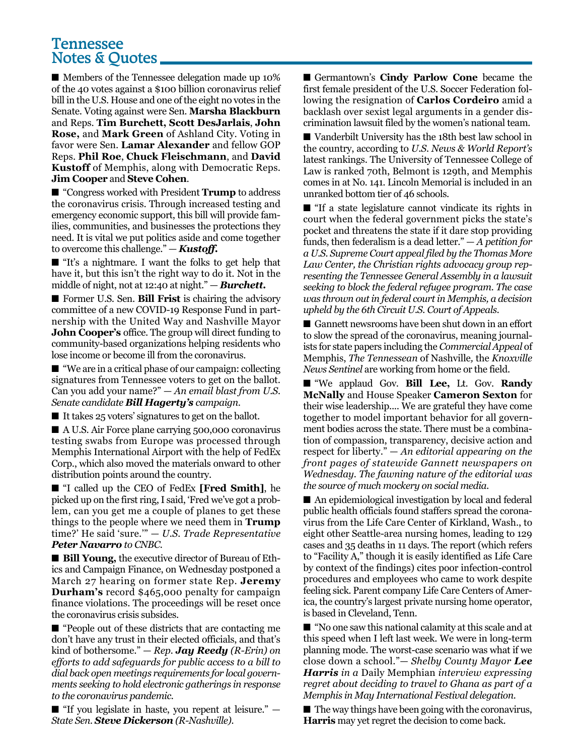# Tennessee Notes & Quotes

■ Members of the Tennessee delegation made up 10% of the 40 votes against a $100 billion coronavirus relief bill in the U.S. House and one of the eight no votes in the Senate. Voting against were Sen. **Marsha Blackburn** and Reps. **Tim Burchett, Scott DesJarlais**, **John Rose,** and **Mark Green** of Ashland City. Voting in favor were Sen. **Lamar Alexander** and fellow GOP Reps. **Phil Roe**, **Chuck Fleischmann**, and **David Kustoff** of Memphis, along with Democratic Reps. **Jim Cooper** and **Steve Cohen**.

■ "Congress worked with President **Trump** to address the coronavirus crisis. Through increased testing and emergency economic support, this bill will provide families, communities, and businesses the protections they need. It is vital we put politics aside and come together to overcome this challenge." — ***Kustoff.***

■ "It's a nightmare. I want the folks to get help that have it, but this isn't the right way to do it. Not in the middle of night, not at 12:40 at night." — ***Burchett.***

■ Former U.S. Sen. **Bill Frist** is chairing the advisory committee of a new COVID-19 Response Fund in partnership with the United Way and Nashville Mayor **John Cooper's** office. The group will direct funding to community-based organizations helping residents who lose income or become ill from the coronavirus.

■ "We are in a critical phase of our campaign: collecting signatures from Tennessee voters to get on the ballot. Can you add your name?" — *An email blast from U.S. Senate candidate **Bill Hagerty's** campaign.*

■ It takes 25 voters' signatures to get on the ballot.

■ A U.S. Air Force plane carrying 500,000 coronavirus testing swabs from Europe was processed through Memphis International Airport with the help of FedEx Corp., which also moved the materials onward to other distribution points around the country.

■ "I called up the CEO of FedEx **[Fred Smith]**, he picked up on the first ring, I said, 'Fred we've got a problem, can you get me a couple of planes to get these things to the people where we need them in **Trump** time?' He said 'sure.'" — *U.S. Trade Representative **Peter Navarro** to CNBC.*

■ **Bill Young,** the executive director of Bureau of Ethics and Campaign Finance, on Wednesday postponed a March 27 hearing on former state Rep. **Jeremy Durham's** record $465,000 penalty for campaign finance violations. The proceedings will be reset once the coronavirus crisis subsides.

■ "People out of these districts that are contacting me don't have any trust in their elected officials, and that's kind of bothersome." — *Rep. **Jay Reedy** (R-Erin) on efforts to add safeguards for public access to a bill to dial back open meetings requirements for local governments seeking to hold electronic gatherings in response to the coronavirus pandemic.*

■ "If you legislate in haste, you repent at leisure." — *State Sen. **Steve Dickerson** (R-Nashville).*

■ Germantown's **Cindy Parlow Cone** became the first female president of the U.S. Soccer Federation following the resignation of **Carlos Cordeiro** amid a backlash over sexist legal arguments in a gender discrimination lawsuit filed by the women's national team.

■ Vanderbilt University has the 18th best law school in the country, according to *U.S. News & World Report's* latest rankings. The University of Tennessee College of Law is ranked 70th, Belmont is 129th, and Memphis comes in at No. 141. Lincoln Memorial is included in an unranked bottom tier of 46 schools.

■ "If a state legislature cannot vindicate its rights in court when the federal government picks the state's pocket and threatens the state if it dare stop providing funds, then federalism is a dead letter." — *A petition for a U.S. Supreme Court appeal filed by the Thomas More Law Center, the Christian rights advocacy group representing the Tennessee General Assembly in a lawsuit seeking to block the federal refugee program. The case was thrown out in federal court in Memphis, a decision upheld by the 6th Circuit U.S. Court of Appeals.*

■ Gannett newsrooms have been shut down in an effort to slow the spread of the coronavirus, meaning journalists for state papers including the *Commercial Appeal* of Memphis, *The Tennessean* of Nashville, the *Knoxville News Sentinel* are working from home or the field.

■ "We applaud Gov. **Bill Lee,** Lt. Gov. **Randy McNally** and House Speaker **Cameron Sexton** for their wise leadership.... We are grateful they have come together to model important behavior for all government bodies across the state. There must be a combination of compassion, transparency, decisive action and respect for liberty." — *An editorial appearing on the front pages of statewide Gannett newspapers on Wednesday. The fawning nature of the editorial was the source of much mockery on social media.*

■ An epidemiological investigation by local and federal public health officials found staffers spread the coronavirus from the Life Care Center of Kirkland, Wash., to eight other Seattle-area nursing homes, leading to 129 cases and 35 deaths in 11 days. The report (which refers to "Facility A," though it is easily identified as Life Care by context of the findings) cites poor infection-control procedures and employees who came to work despite feeling sick. Parent company Life Care Centers of America, the country's largest private nursing home operator, is based in Cleveland, Tenn.

■ "No one saw this national calamity at this scale and at this speed when I left last week. We were in long-term planning mode. The worst-case scenario was what if we close down a school."— *Shelby County Mayor **Lee Harris** in a* Daily Memphian *interview expressing regret about deciding to travel to Ghana as part of a Memphis in May International Festival delegation.*

■ The way things have been going with the coronavirus, **Harris** may yet regret the decision to come back.